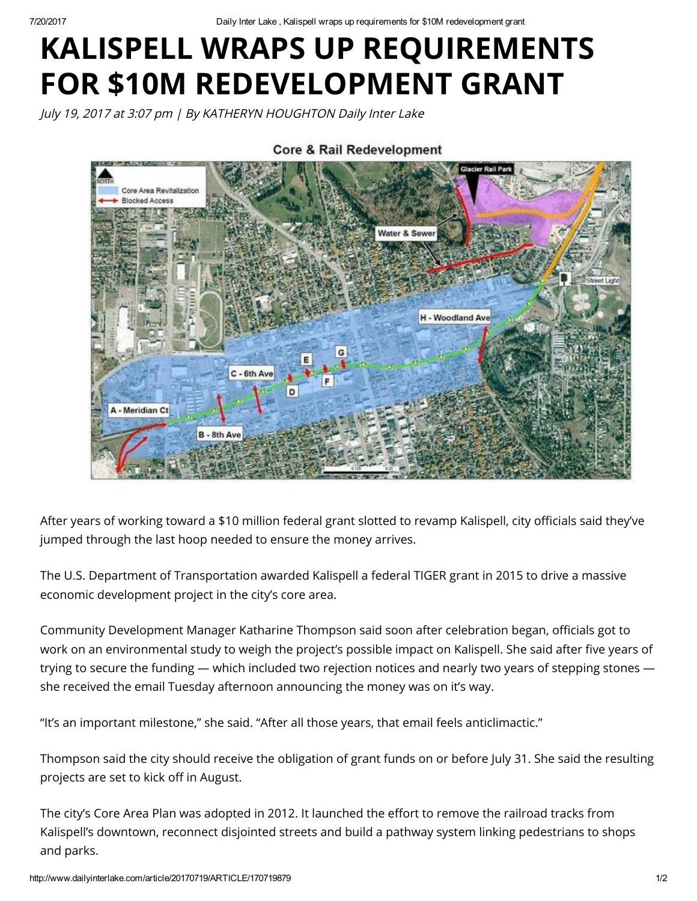# KALISPELL WRAPS UP REQUIREMENTS FOR $10M REDEVELOPMENT GRANT

*July 19, 2017 at 3:07 pm | By KATHERYN HOUGHTON Daily Inter Lake*

After years of working toward a $10 million federal grant slotted to revamp Kalispell, city officials said they've jumped through the last hoop needed to ensure the money arrives.

The U.S. Department of Transportation awarded Kalispell a federal TIGER grant in 2015 to drive a massive economic development project in the city's core area.

Community Development Manager Katharine Thompson said soon after celebration began, officials got to work on an environmental study to weigh the project's possible impact on Kalispell. She said after five years of trying to secure the funding — which included two rejection notices and nearly two years of stepping stones — she received the email Tuesday afternoon announcing the money was on it's way.

"It's an important milestone," she said. "After all those years, that email feels anticlimactic."

Thompson said the city should receive the obligation of grant funds on or before July 31. She said the resulting projects are set to kick off in August.

The city's Core Area Plan was adopted in 2012. It launched the effort to remove the railroad tracks from Kalispell's downtown, reconnect disjointed streets and build a pathway system linking pedestrians to shops and parks.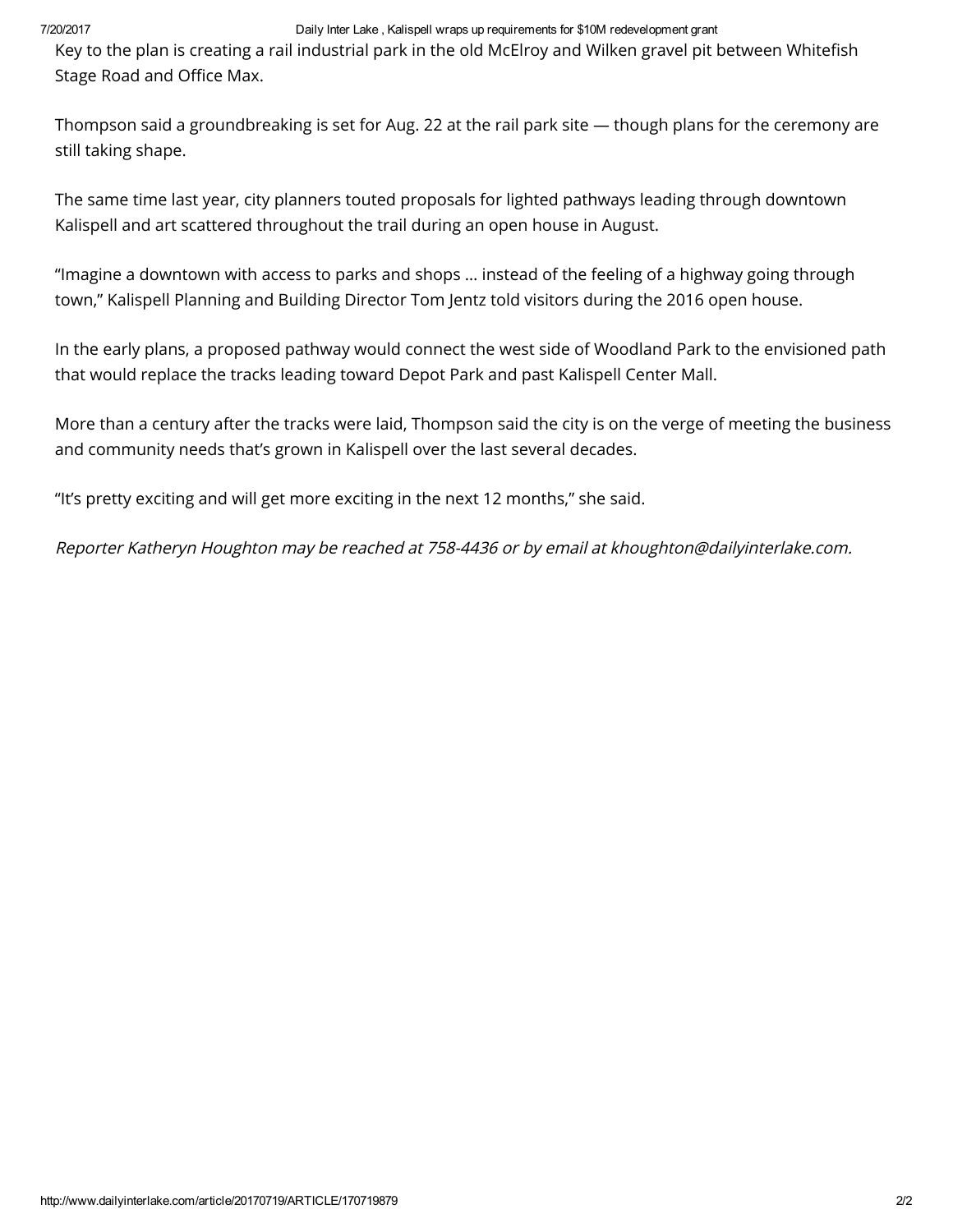Key to the plan is creating a rail industrial park in the old McElroy and Wilken gravel pit between Whitefish Stage Road and Office Max.

Thompson said a groundbreaking is set for Aug. 22 at the rail park site — though plans for the ceremony are still taking shape.

The same time last year, city planners touted proposals for lighted pathways leading through downtown Kalispell and art scattered throughout the trail during an open house in August.

“Imagine a downtown with access to parks and shops … instead of the feeling of a highway going through town,” Kalispell Planning and Building Director Tom Jentz told visitors during the 2016 open house.

In the early plans, a proposed pathway would connect the west side of Woodland Park to the envisioned path that would replace the tracks leading toward Depot Park and past Kalispell Center Mall.

More than a century after the tracks were laid, Thompson said the city is on the verge of meeting the business and community needs that’s grown in Kalispell over the last several decades.

“It’s pretty exciting and will get more exciting in the next 12 months,” she said.

*Reporter Katheryn Houghton may be reached at 758-4436 or by email at khoughton@dailyinterlake.com.*